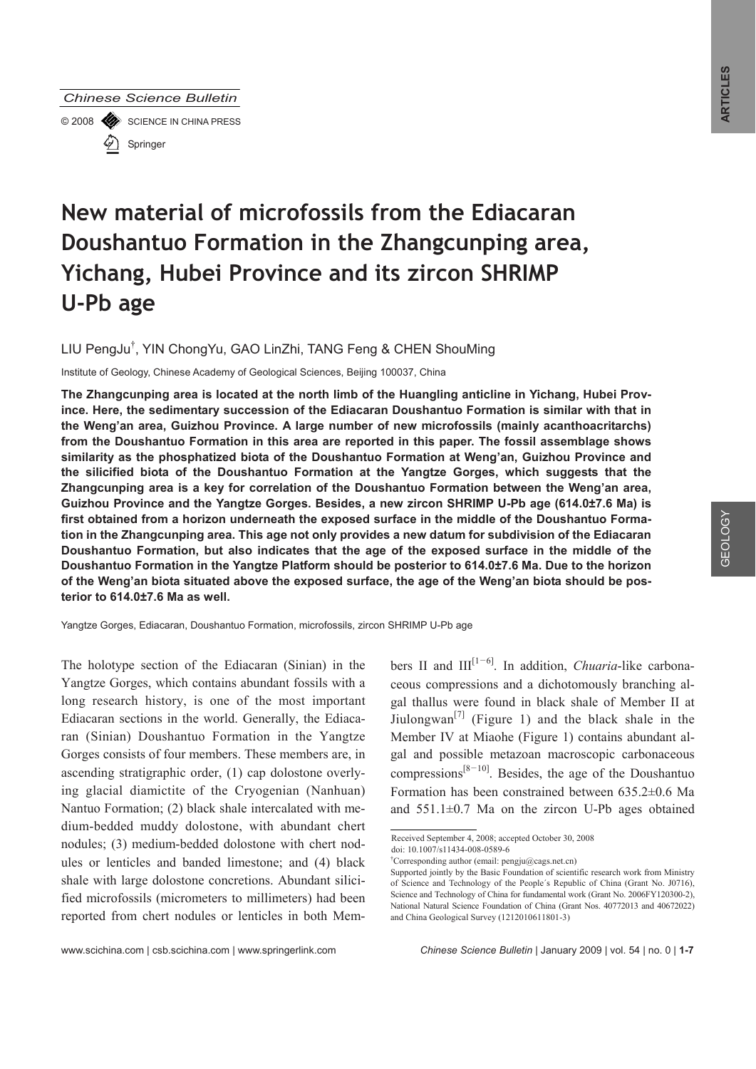# New material of microfossils from the Ediacaran Doushantuo Formation in the Zhangcunping area, Yichang, Hubei Province and its zircon SHRIMP U-Pb age

LIU PengJu[†], YIN ChongYu, GAO LinZhi, TANG Feng & CHEN ShouMing

Institute of Geology, Chinese Academy of Geological Sciences, Beijing 100037, China

**The Zhangcunping area is located at the north limb of the Huangling anticline in Yichang, Hubei Province. Here, the sedimentary succession of the Ediacaran Doushantuo Formation is similar with that in the Weng'an area, Guizhou Province. A large number of new microfossils (mainly acanthoacritarchs) from the Doushantuo Formation in this area are reported in this paper. The fossil assemblage shows similarity as the phosphatized biota of the Doushantuo Formation at Weng'an, Guizhou Province and the silicified biota of the Doushantuo Formation at the Yangtze Gorges, which suggests that the Zhangcunping area is a key for correlation of the Doushantuo Formation between the Weng'an area, Guizhou Province and the Yangtze Gorges. Besides, a new zircon SHRIMP U-Pb age (614.0±7.6 Ma) is first obtained from a horizon underneath the exposed surface in the middle of the Doushantuo Formation in the Zhangcunping area. This age not only provides a new datum for subdivision of the Ediacaran Doushantuo Formation, but also indicates that the age of the exposed surface in the middle of the Doushantuo Formation in the Yangtze Platform should be posterior to 614.0±7.6 Ma. Due to the horizon of the Weng'an biota situated above the exposed surface, the age of the Weng'an biota should be posterior to 614.0±7.6 Ma as well.**

Yangtze Gorges, Ediacaran, Doushantuo Formation, microfossils, zircon SHRIMP U-Pb age

The holotype section of the Ediacaran (Sinian) in the Yangtze Gorges, which contains abundant fossils with a long research history, is one of the most important Ediacaran sections in the world. Generally, the Ediacaran (Sinian) Doushantuo Formation in the Yangtze Gorges consists of four members. These members are, in ascending stratigraphic order, (1) cap dolostone overlying glacial diamictite of the Cryogenian (Nanhuan) Nantuo Formation; (2) black shale intercalated with medium-bedded muddy dolostone, with abundant chert nodules; (3) medium-bedded dolostone with chert nodules or lenticles and banded limestone; and (4) black shale with large dolostone concretions. Abundant silicified microfossils (micrometers to millimeters) had been reported from chert nodules or lenticles in both Members II and III[1−6]. In addition, *Chuaria*-like carbonaceous compressions and a dichotomously branching algal thallus were found in black shale of Member II at Jiulongwan[7] (Figure 1) and the black shale in the Member IV at Miaohe (Figure 1) contains abundant algal and possible metazoan macroscopic carbonaceous compressions[8−10]. Besides, the age of the Doushantuo Formation has been constrained between 635.2±0.6 Ma and 551.1±0.7 Ma on the zircon U-Pb ages obtained

Received September 4, 2008; accepted October 30, 2008
doi: 10.1007/s11434-008-0589-6
[†]Corresponding author (email: pengju@cags.net.cn)
Supported jointly by the Basic Foundation of scientific research work from Ministry of Science and Technology of the People's Republic of China (Grant No. J0716), Science and Technology of China for fundamental work (Grant No. 2006FY120300-2), National Natural Science Foundation of China (Grant Nos. 40772013 and 40672022) and China Geological Survey (1212010611801-3)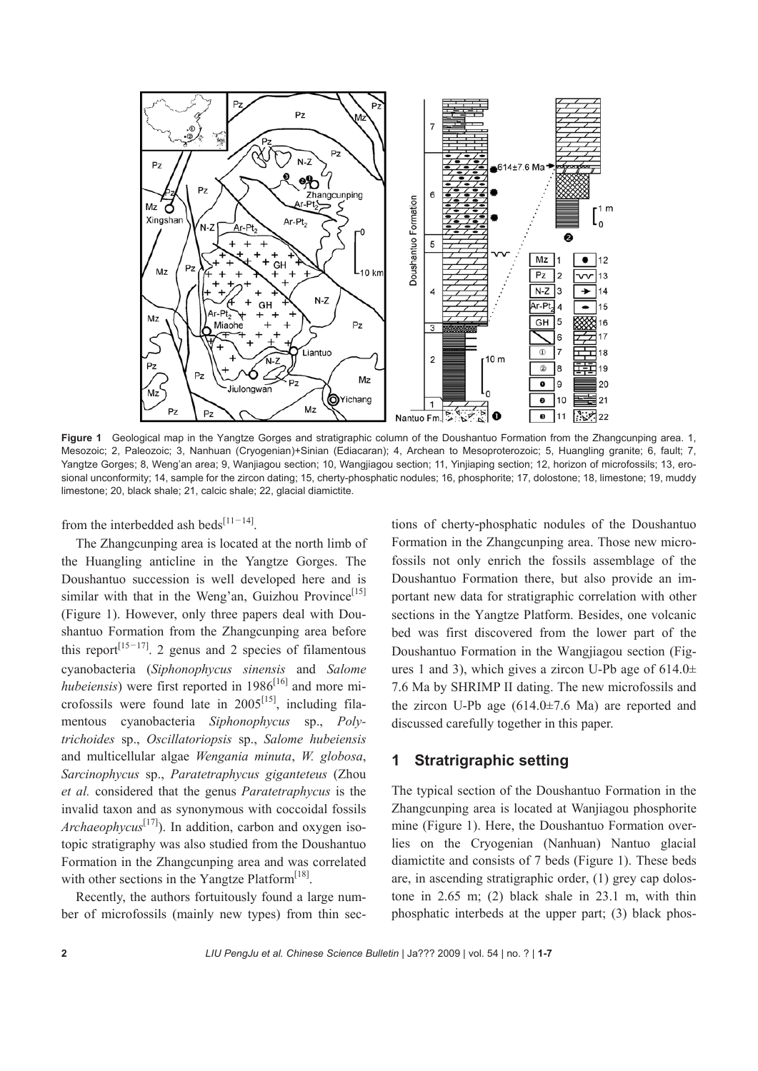**Figure 1** Geological map in the Yangtze Gorges and stratigraphic column of the Doushantuo Formation from the Zhangcunping area. 1, Mesozoic; 2, Paleozoic; 3, Nanhuan (Cryogenian)+Sinian (Ediacaran); 4, Archean to Mesoproterozoic; 5, Huangling granite; 6, fault; 7, Yangtze Gorges; 8, Weng'an area; 9, Wanjiagou section; 10, Wangjiagou section; 11, Yinjiaping section; 12, horizon of microfossils; 13, erosional unconformity; 14, sample for the zircon dating; 15, cherty-phosphatic nodules; 16, phosphorite; 17, dolostone; 18, limestone; 19, muddy limestone; 20, black shale; 21, calcic shale; 22, glacial diamictite.

from the interbedded ash beds[11−14].

The Zhangcunping area is located at the north limb of the Huangling anticline in the Yangtze Gorges. The Doushantuo succession is well developed here and is similar with that in the Weng'an, Guizhou Province[15] (Figure 1). However, only three papers deal with Doushantuo Formation from the Zhangcunping area before this report[15−17]. 2 genus and 2 species of filamentous cyanobacteria (*Siphonophycus sinensis* and *Salome hubeiensis*) were first reported in 1986[16] and more microfossils were found late in 2005[15], including filamentous cyanobacteria *Siphonophycus* sp., *Polytrichoides* sp., *Oscillatoriopsis* sp., *Salome hubeiensis* and multicellular algae *Wengania minuta*, *W. globosa*, *Sarcinophycus* sp., *Paratetraphycus giganteteus* (Zhou *et al.* considered that the genus *Paratetraphycus* is the invalid taxon and as synonymous with coccoidal fossils *Archaeophycus*[17]). In addition, carbon and oxygen isotopic stratigraphy was also studied from the Doushantuo Formation in the Zhangcunping area and was correlated with other sections in the Yangtze Platform[18].

Recently, the authors fortuitously found a large number of microfossils (mainly new types) from thin sections of cherty-phosphatic nodules of the Doushantuo Formation in the Zhangcunping area. Those new microfossils not only enrich the fossils assemblage of the Doushantuo Formation there, but also provide an important new data for stratigraphic correlation with other sections in the Yangtze Platform. Besides, one volcanic bed was first discovered from the lower part of the Doushantuo Formation in the Wangjiagou section (Figures 1 and 3), which gives a zircon U-Pb age of 614.0± 7.6 Ma by SHRIMP II dating. The new microfossils and the zircon U-Pb age (614.0±7.6 Ma) are reported and discussed carefully together in this paper.

## 1 Stratigraphic setting

The typical section of the Doushantuo Formation in the Zhangcunping area is located at Wanjiagou phosphorite mine (Figure 1). Here, the Doushantuo Formation overlies on the Cryogenian (Nanhuan) Nantuo glacial diamictite and consists of 7 beds (Figure 1). These beds are, in ascending stratigraphic order, (1) grey cap dolostone in 2.65 m; (2) black shale in 23.1 m, with thin phosphatic interbeds at the upper part; (3) black phos-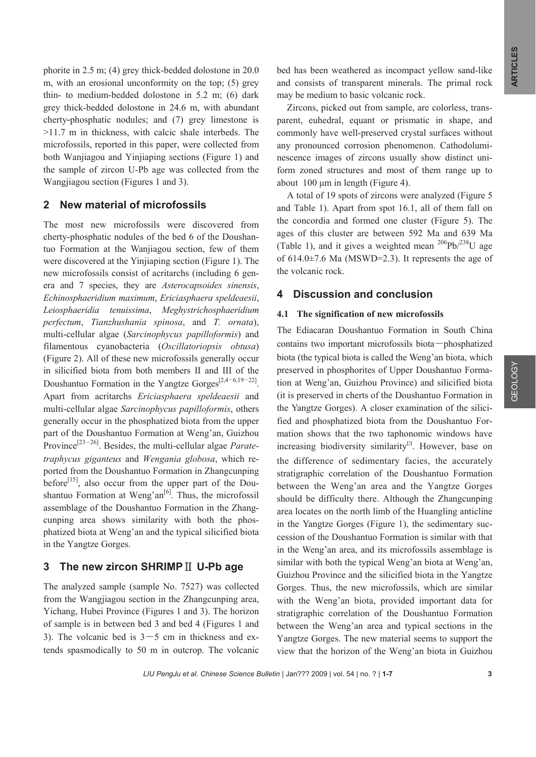phorite in 2.5 m; (4) grey thick-bedded dolostone in 20.0 m, with an erosional unconformity on the top; (5) grey thin- to medium-bedded dolostone in 5.2 m; (6) dark grey thick-bedded dolostone in 24.6 m, with abundant cherty-phosphatic nodules; and (7) grey limestone is >11.7 m in thickness, with calcic shale interbeds. The microfossils, reported in this paper, were collected from both Wanjiagou and Yinjiaping sections (Figure 1) and the sample of zircon U-Pb age was collected from the Wangjiagou section (Figures 1 and 3).

## 2 New material of microfossils

The most new microfossils were discovered from cherty-phosphatic nodules of the bed 6 of the Doushantuo Formation at the Wanjiagou section, few of them were discovered at the Yinjiaping section (Figure 1). The new microfossils consist of acritarchs (including 6 genera and 7 species, they are *Asterocapsoides sinensis*, *Echinosphaeridium maximum*, *Ericiasphaera speldeaesii*, *Leiosphaeridia tenuissima*, *Meghystrichosphaeridium perfectum*, *Tianzhushania spinosa*, and *T. ornata*), multi-cellular algae (*Sarcinophycus papilloformis*) and filamentous cyanobacteria (*Oscillatoriopsis obtusa*) (Figure 2). All of these new microfossils generally occur in silicified biota from both members II and III of the Doushantuo Formation in the Yangtze Gorges[2,4−6,19−22]. Apart from acritarchs *Ericiasphaera speldeaesii* and multi-cellular algae *Sarcinophycus papilloformis*, others generally occur in the phosphatized biota from the upper part of the Doushantuo Formation at Weng'an, Guizhou Province[23−26]. Besides, the multi-cellular algae *Paratetraphycus giganteus* and *Wengania globosa*, which reported from the Doushantuo Formation in Zhangcunping before[15], also occur from the upper part of the Doushantuo Formation at Weng'an[6]. Thus, the microfossil assemblage of the Doushantuo Formation in the Zhangcunping area shows similarity with both the phosphatized biota at Weng'an and the typical silicified biota in the Yangtze Gorges.

## 3 The new zircon SHRIMPⅡ U-Pb age

The analyzed sample (sample No. 7527) was collected from the Wangjiagou section in the Zhangcunping area, Yichang, Hubei Province (Figures 1 and 3). The horizon of sample is in between bed 3 and bed 4 (Figures 1 and 3). The volcanic bed is 3−5 cm in thickness and extends spasmodically to 50 m in outcrop. The volcanic bed has been weathered as incompact yellow sand-like and consists of transparent minerals. The primal rock may be medium to basic volcanic rock.

Zircons, picked out from sample, are colorless, transparent, euhedral, equant or prismatic in shape, and commonly have well-preserved crystal surfaces without any pronounced corrosion phenomenon. Cathodoluminescence images of zircons usually show distinct uniform zoned structures and most of them range up to about 100 μm in length (Figure 4).

A total of 19 spots of zircons were analyzed (Figure 5 and Table 1). Apart from spot 16.1, all of them fall on the concordia and formed one cluster (Figure 5). The ages of this cluster are between 592 Ma and 639 Ma (Table 1), and it gives a weighted mean $^{206}Pb/^{238}U$ age of 614.0±7.6 Ma (MSWD=2.3). It represents the age of the volcanic rock.

## 4 Discussion and conclusion

### 4.1 The signification of new microfossils

The Ediacaran Doushantuo Formation in South China contains two important microfossils biota—phosphatized biota (the typical biota is called the Weng'an biota, which preserved in phosphorites of Upper Doushantuo Formation at Weng'an, Guizhou Province) and silicified biota (it is preserved in cherts of the Doushantuo Formation in the Yangtze Gorges). A closer examination of the silicified and phosphatized biota from the Doushantuo Formation shows that the two taphonomic windows have increasing biodiversity similarity[2]. However, base on the difference of sedimentary facies, the accurately stratigraphic correlation of the Doushantuo Formation between the Weng'an area and the Yangtze Gorges should be difficulty there. Although the Zhangcunping area locates on the north limb of the Huangling anticline in the Yangtze Gorges (Figure 1), the sedimentary succession of the Doushantuo Formation is similar with that in the Weng'an area, and its microfossils assemblage is similar with both the typical Weng'an biota at Weng'an, Guizhou Province and the silicified biota in the Yangtze Gorges. Thus, the new microfossils, which are similar with the Weng'an biota, provided important data for stratigraphic correlation of the Doushantuo Formation between the Weng'an area and typical sections in the Yangtze Gorges. The new material seems to support the view that the horizon of the Weng'an biota in Guizhou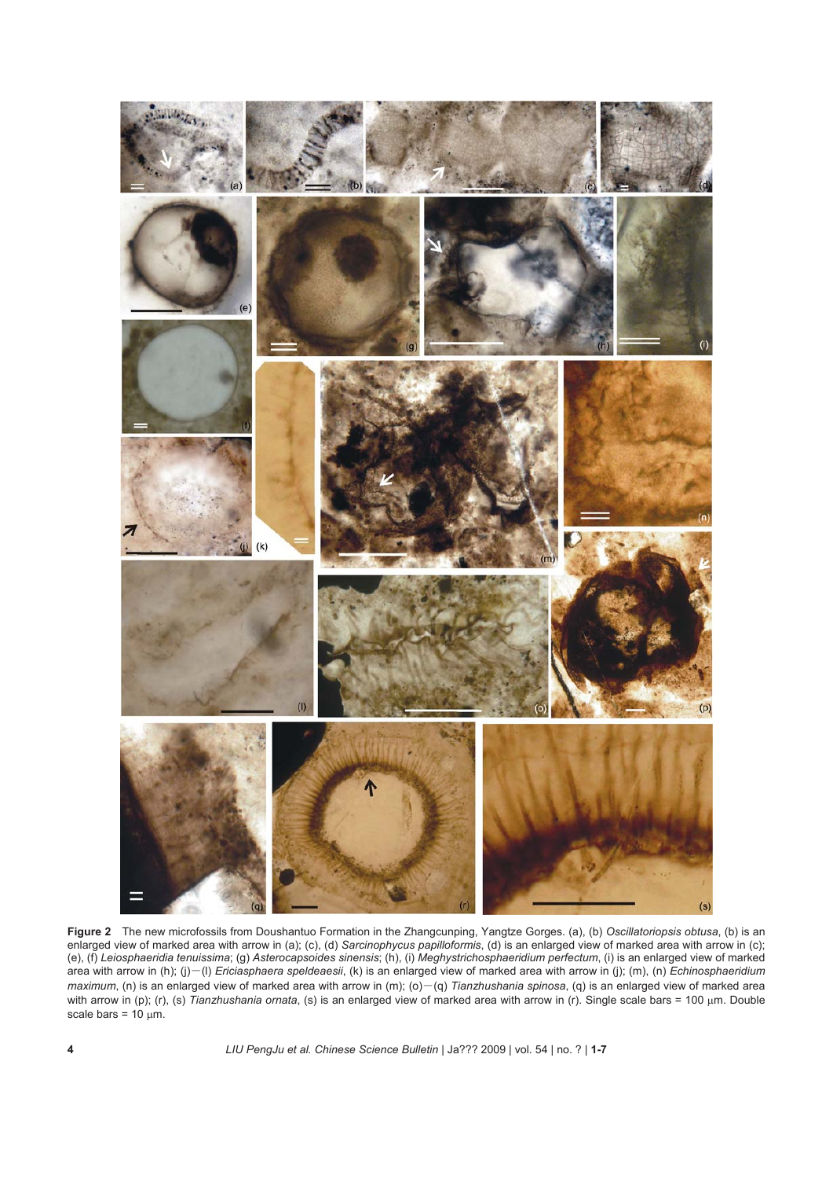**Figure 2** The new microfossils from Doushantuo Formation in the Zhangcunping, Yangtze Gorges. (a), (b) *Oscillatoriopsis obtusa*, (b) is an enlarged view of marked area with arrow in (a); (c), (d) *Sarcinophycus papilloformis*, (d) is an enlarged view of marked area with arrow in (c); (e), (f) *Leiosphaeridia tenuissima*; (g) *Asterocapsoides sinensis*; (h), (i) *Meghystrichosphaeridium perfectum*, (i) is an enlarged view of marked area with arrow in (h); (j)−(l) *Ericiasphaera speldeaesii*, (k) is an enlarged view of marked area with arrow in (j); (m), (n) *Echinosphaeridium maximum*, (n) is an enlarged view of marked area with arrow in (m); (o)−(q) *Tianzhushania spinosa*, (q) is an enlarged view of marked area with arrow in (p); (r), (s) *Tianzhushania ornata*, (s) is an enlarged view of marked area with arrow in (r). Single scale bars = 100 μm. Double scale bars = 10 μm.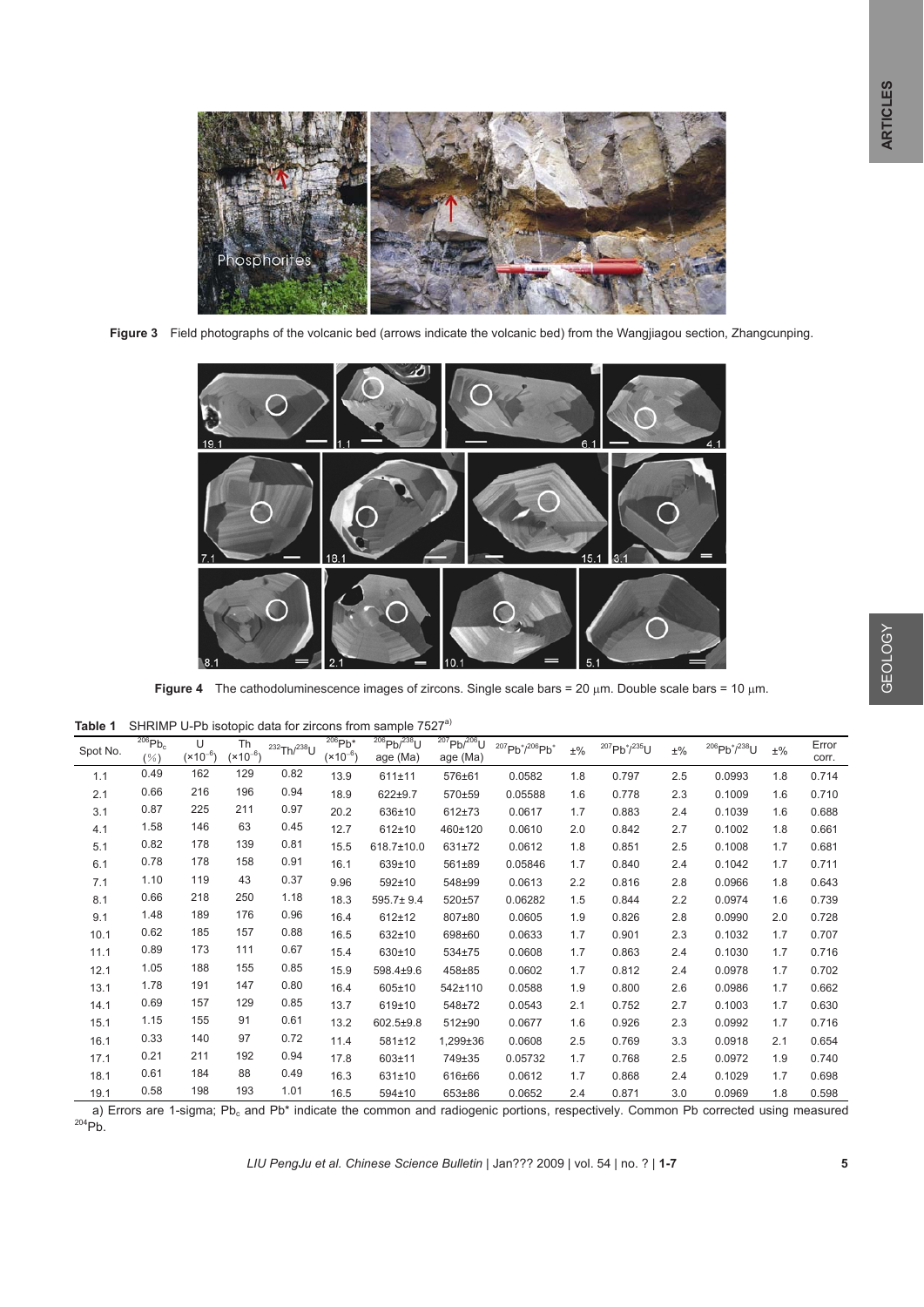**Figure 3** Field photographs of the volcanic bed (arrows indicate the volcanic bed) from the Wangjiagou section, Zhangcunping.

**Figure 4** The cathodoluminescence images of zircons. Single scale bars = 20 μm. Double scale bars = 10 μm.

**Table 1** SHRIMP U-Pb isotopic data for zircons from sample 7527[a)]

| Spot No. | $^{206}Pb_c$ (%) | U ($\times10^{-6}$) | Th ($\times10^{-6}$) | $^{232}Th/^{238}U$ | $^{206}Pb^*$ ($\times10^{-6}$) | $^{206}Pb/^{238}U$ age (Ma) | $^{207}Pb/^{206}U$ age (Ma) | $^{207}Pb^*/^{206}Pb^*$ | ±% | $^{207}Pb^*/^{235}U$ | ±% | $^{206}Pb^*/^{238}U$ | ±% | Error corr. |
|---|---|---|---|---|---|---|---|---|---|---|---|---|---|---|
| 1.1 | 0.49 | 162 | 129 | 0.82 | 13.9 | 611±11 | 576±61 | 0.0582 | 1.8 | 0.797 | 2.5 | 0.0993 | 1.8 | 0.714 |
| 2.1 | 0.66 | 216 | 196 | 0.94 | 18.9 | 622±9.7 | 570±59 | 0.05588 | 1.6 | 0.778 | 2.3 | 0.1009 | 1.6 | 0.710 |
| 3.1 | 0.87 | 225 | 211 | 0.97 | 20.2 | 636±10 | 612±73 | 0.0617 | 1.7 | 0.883 | 2.4 | 0.1039 | 1.6 | 0.688 |
| 4.1 | 1.58 | 146 | 63 | 0.45 | 12.7 | 612±10 | 460±120 | 0.0610 | 2.0 | 0.842 | 2.7 | 0.1002 | 1.8 | 0.661 |
| 5.1 | 0.82 | 178 | 139 | 0.81 | 15.5 | 618.7±10.0 | 631±72 | 0.0612 | 1.8 | 0.851 | 2.5 | 0.1008 | 1.7 | 0.681 |
| 6.1 | 0.78 | 178 | 158 | 0.91 | 16.1 | 639±10 | 561±89 | 0.05846 | 1.7 | 0.840 | 2.4 | 0.1042 | 1.7 | 0.711 |
| 7.1 | 1.10 | 119 | 43 | 0.37 | 9.96 | 592±10 | 548±99 | 0.0613 | 2.2 | 0.816 | 2.8 | 0.0966 | 1.8 | 0.643 |
| 8.1 | 0.66 | 218 | 250 | 1.18 | 18.3 | 595.7± 9.4 | 520±57 | 0.06282 | 1.5 | 0.844 | 2.2 | 0.0974 | 1.6 | 0.739 |
| 9.1 | 1.48 | 189 | 176 | 0.96 | 16.4 | 612±12 | 807±80 | 0.0605 | 1.9 | 0.826 | 2.8 | 0.0990 | 2.0 | 0.728 |
| 10.1 | 0.62 | 185 | 157 | 0.88 | 16.5 | 632±10 | 698±60 | 0.0633 | 1.7 | 0.901 | 2.3 | 0.1032 | 1.7 | 0.707 |
| 11.1 | 0.89 | 173 | 111 | 0.67 | 15.4 | 630±10 | 534±75 | 0.0608 | 1.7 | 0.863 | 2.4 | 0.1030 | 1.7 | 0.716 |
| 12.1 | 1.05 | 188 | 155 | 0.85 | 15.9 | 598.4±9.6 | 458±85 | 0.0602 | 1.7 | 0.812 | 2.4 | 0.0978 | 1.7 | 0.702 |
| 13.1 | 1.78 | 191 | 147 | 0.80 | 16.4 | 605±10 | 542±110 | 0.0588 | 1.9 | 0.800 | 2.6 | 0.0986 | 1.7 | 0.662 |
| 14.1 | 0.69 | 157 | 129 | 0.85 | 13.7 | 619±10 | 548±72 | 0.0543 | 2.1 | 0.752 | 2.7 | 0.1003 | 1.7 | 0.630 |
| 15.1 | 1.15 | 155 | 91 | 0.61 | 13.2 | 602.5±9.8 | 512±90 | 0.0677 | 1.6 | 0.926 | 2.3 | 0.0992 | 1.7 | 0.716 |
| 16.1 | 0.33 | 140 | 97 | 0.72 | 11.4 | 581±12 | 1,299±36 | 0.0608 | 2.5 | 0.769 | 3.3 | 0.0918 | 2.1 | 0.654 |
| 17.1 | 0.21 | 211 | 192 | 0.94 | 17.8 | 603±11 | 749±35 | 0.05732 | 1.7 | 0.768 | 2.5 | 0.0972 | 1.9 | 0.740 |
| 18.1 | 0.61 | 184 | 88 | 0.49 | 16.3 | 631±10 | 616±66 | 0.0612 | 1.7 | 0.868 | 2.4 | 0.1029 | 1.7 | 0.698 |
| 19.1 | 0.58 | 198 | 193 | 1.01 | 16.5 | 594±10 | 653±86 | 0.0652 | 2.4 | 0.871 | 3.0 | 0.0969 | 1.8 | 0.598 |

a) Errors are 1-sigma; $Pb_c$ and $Pb^*$ indicate the common and radiogenic portions, respectively. Common Pb corrected using measured $^{204}Pb$.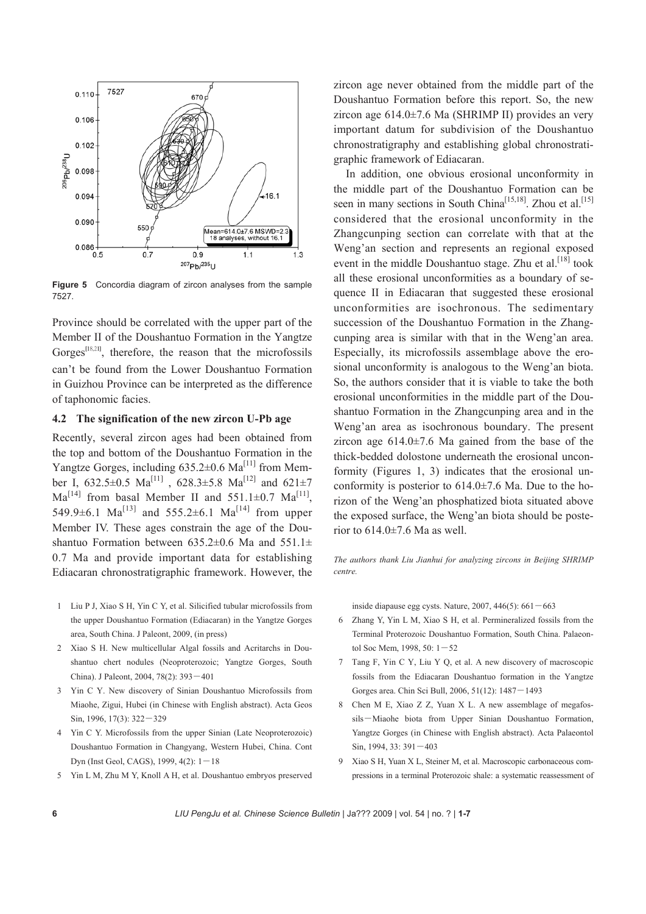Figure 5 Concordia diagram of zircon analyses from the sample 7527.

Province should be correlated with the upper part of the Member II of the Doushantuo Formation in the Yangtze Gorges[18,21], therefore, the reason that the microfossils can't be found from the Lower Doushantuo Formation in Guizhou Province can be interpreted as the difference of taphonomic facies.

### 4.2 The signification of the new zircon U-Pb age

Recently, several zircon ages had been obtained from the top and bottom of the Doushantuo Formation in the Yangtze Gorges, including $635.2\pm0.6$ Ma[11] from Member I, $632.5\pm0.5$ Ma[11], $628.3\pm5.8$ Ma[12] and $621\pm7$ Ma[14] from basal Member II and $551.1\pm0.7$ Ma[11], $549.9\pm6.1$ Ma[13] and $555.2\pm6.1$ Ma[14] from upper Member IV. These ages constrain the age of the Doushantuo Formation between $635.2\pm0.6$ Ma and $551.1\pm0.7$ Ma and provide important data for establishing Ediacaran chronostratigraphic framework. However, the zircon age never obtained from the middle part of the Doushantuo Formation before this report. So, the new zircon age $614.0\pm7.6$ Ma (SHRIMP II) provides an very important datum for subdivision of the Doushantuo chronostratigraphy and establishing global chronostratigraphic framework of Ediacaran.

In addition, one obvious erosional unconformity in the middle part of the Doushantuo Formation can be seen in many sections in South China[15,18]. Zhou et al.[15] considered that the erosional unconformity in the Zhangcunping section can correlate with that at the Weng'an section and represents an regional exposed event in the middle Doushantuo stage. Zhu et al.[18] took all these erosional unconformities as a boundary of sequence II in Ediacaran that suggested these erosional unconformities are isochronous. The sedimentary succession of the Doushantuo Formation in the Zhangcunping area is similar with that in the Weng'an area. Especially, its microfossils assemblage above the erosional unconformity is analogous to the Weng'an biota. So, the authors consider that it is viable to take the both erosional unconformities in the middle part of the Doushantuo Formation in the Zhangcunping area and in the Weng'an area as isochronous boundary. The present zircon age $614.0\pm7.6$ Ma gained from the base of the thick-bedded dolostone underneath the erosional unconformity (Figures 1, 3) indicates that the erosional unconformity is posterior to $614.0\pm7.6$ Ma. Due to the horizon of the Weng'an phosphatized biota situated above the exposed surface, the Weng'an biota should be posterior to $614.0\pm7.6$ Ma as well.

*The authors thank Liu Jianhui for analyzing zircons in Beijing SHRIMP centre.*

1 Liu P J, Xiao S H, Yin C Y, et al. Silicified tubular microfossils from the upper Doushantuo Formation (Ediacaran) in the Yangtze Gorges area, South China. J Paleont, 2009, (in press)

2 Xiao S H. New multicellular Algal fossils and Acritarchs in Doushantuo chert nodules (Neoproterozoic; Yangtze Gorges, South China). J Paleont, 2004, 78(2): 393－401

3 Yin C Y. New discovery of Sinian Doushantuo Microfossils from Miaohe, Zigui, Hubei (in Chinese with English abstract). Acta Geos Sin, 1996, 17(3): 322－329

4 Yin C Y. Microfossils from the upper Sinian (Late Neoproterozoic) Doushantuo Formation in Changyang, Western Hubei, China. Cont Dyn (Inst Geol, CAGS), 1999, 4(2): 1－18

5 Yin L M, Zhu M Y, Knoll A H, et al. Doushantuo embryos preserved inside diapause egg cysts. Nature, 2007, 446(5): 661－663

6 Zhang Y, Yin L M, Xiao S H, et al. Permineralized fossils from the Terminal Proterozoic Doushantuo Formation, South China. Palaeontol Soc Mem, 1998, 50: 1－52

7 Tang F, Yin C Y, Liu Y Q, et al. A new discovery of macroscopic fossils from the Ediacaran Doushantuo formation in the Yangtze Gorges area. Chin Sci Bull, 2006, 51(12): 1487－1493

8 Chen M E, Xiao Z Z, Yuan X L. A new assemblage of megafossils－Miaohe biota from Upper Sinian Doushantuo Formation, Yangtze Gorges (in Chinese with English abstract). Acta Palaeontol Sin, 1994, 33: 391－403

9 Xiao S H, Yuan X L, Steiner M, et al. Macroscopic carbonaceous compressions in a terminal Proterozoic shale: a systematic reassessment of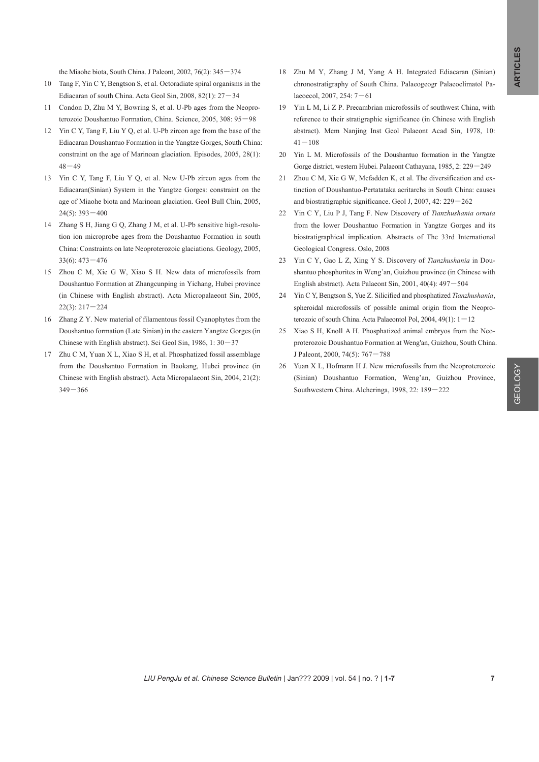the Miaohe biota, South China. J Paleont, 2002, 76(2): 345－374

10 Tang F, Yin C Y, Bengtson S, et al. Octoradiate spiral organisms in the Ediacaran of south China. Acta Geol Sin, 2008, 82(1): 27－34

11 Condon D, Zhu M Y, Bowring S, et al. U-Pb ages from the Neoproterozoic Doushantuo Formation, China. Science, 2005, 308: 95－98

12 Yin C Y, Tang F, Liu Y Q, et al. U-Pb zircon age from the base of the Ediacaran Doushantuo Formation in the Yangtze Gorges, South China: constraint on the age of Marinoan glaciation. Episodes, 2005, 28(1): 48－49

13 Yin C Y, Tang F, Liu Y Q, et al. New U-Pb zircon ages from the Ediacaran(Sinian) System in the Yangtze Gorges: constraint on the age of Miaohe biota and Marinoan glaciation. Geol Bull Chin, 2005, 24(5): 393－400

14 Zhang S H, Jiang G Q, Zhang J M, et al. U-Pb sensitive high-resolution ion microprobe ages from the Doushantuo Formation in south China: Constraints on late Neoproterozoic glaciations. Geology, 2005, 33(6): 473－476

15 Zhou C M, Xie G W, Xiao S H. New data of microfossils from Doushantuo Formation at Zhangcunping in Yichang, Hubei province (in Chinese with English abstract). Acta Micropalaeont Sin, 2005, 22(3): 217－224

16 Zhang Z Y. New material of filamentous fossil Cyanophytes from the Doushantuo formation (Late Sinian) in the eastern Yangtze Gorges (in Chinese with English abstract). Sci Geol Sin, 1986, 1: 30－37

17 Zhu C M, Yuan X L, Xiao S H, et al. Phosphatized fossil assemblage from the Doushantuo Formation in Baokang, Hubei province (in Chinese with English abstract). Acta Micropalaeont Sin, 2004, 21(2): 349－366

18 Zhu M Y, Zhang J M, Yang A H. Integrated Ediacaran (Sinian) chronostratigraphy of South China. Palaeogeogr Palaeoclimatol Palaeoecol, 2007, 254: 7－61

19 Yin L M, Li Z P. Precambrian microfossils of southwest China, with reference to their stratigraphic significance (in Chinese with English abstract). Mem Nanjing Inst Geol Palaeont Acad Sin, 1978, 10: 41－108

20 Yin L M. Microfossils of the Doushantuo formation in the Yangtze Gorge district, western Hubei. Palaeont Cathayana, 1985, 2: 229－249

21 Zhou C M, Xie G W, Mcfadden K, et al. The diversification and extinction of Doushantuo-Pertatataka acritarchs in South China: causes and biostratigraphic significance. Geol J, 2007, 42: 229－262

22 Yin C Y, Liu P J, Tang F. New Discovery of *Tianzhushania ornata* from the lower Doushantuo Formation in Yangtze Gorges and its biostratigraphical implication. Abstracts of The 33rd International Geological Congress. Oslo, 2008

23 Yin C Y, Gao L Z, Xing Y S. Discovery of *Tianzhushania* in Doushantuo phosphorites in Weng'an, Guizhou province (in Chinese with English abstract). Acta Palaeont Sin, 2001, 40(4): 497－504

24 Yin C Y, Bengtson S, Yue Z. Silicified and phosphatized *Tianzhushania*, spheroidal microfossils of possible animal origin from the Neoproterozoic of south China. Acta Palaeontol Pol, 2004, 49(1): 1－12

25 Xiao S H, Knoll A H. Phosphatized animal embryos from the Neoproterozoic Doushantuo Formation at Weng'an, Guizhou, South China. J Paleont, 2000, 74(5): 767－788

26 Yuan X L, Hofmann H J. New microfossils from the Neoproterozoic (Sinian) Doushantuo Formation, Weng'an, Guizhou Province, Southwestern China. Alcheringa, 1998, 22: 189－222